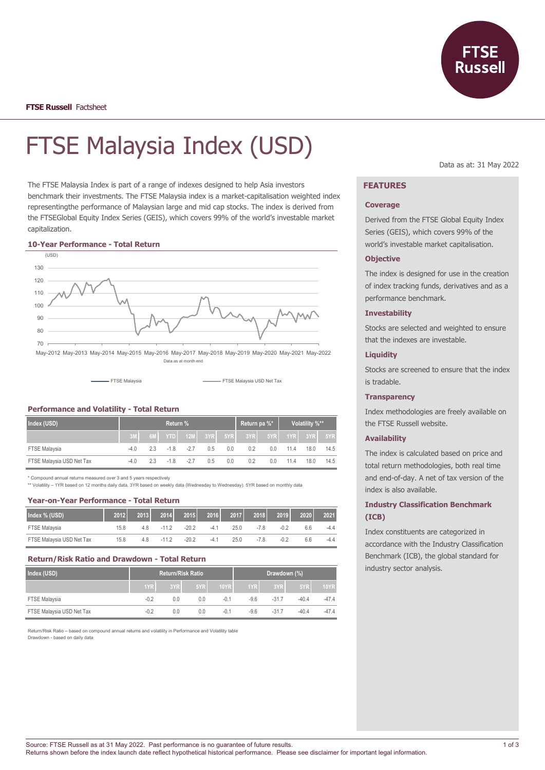**FTSE Russell** Factsheet

# FTSE Malaysia Index (USD)

Data as at: 31 May 2022

The FTSE Malaysia Index is part of a range of indexes designed to help Asia investors benchmark their investments. The FTSE Malaysia index is a market-capitalisation weighted index representingthe performance of Malaysian large and mid cap stocks. The index is derived from the FTSEGlobal Equity Index Series (GEIS), which covers 99% of the world's investable market capitalization.

### 10-Year Performance - Total Return

(USD)

130
120
110
100
90
80
70

May-2012 May-2013 May-2014 May-2015 May-2016 May-2017 May-2018 May-2019 May-2020 May-2021 May-2022

Data as at month end

FTSE Malaysia
FTSE Malaysia USD Net Tax

### Performance and Volatility - Total Return

| Index (USD) | Return % | | | | | | Return pa %* | | Volatility %** | | |
|---|---|---|---|---|---|---|---|---|---|---|---|
| | 3M | 6M | YTD | 12M | 3YR | 5YR | 3YR | 5YR | 1YR | 3YR | 5YR |
| FTSE Malaysia | -4.0 | 2.3 | -1.8 | -2.7 | 0.5 | 0.0 | 0.2 | 0.0 | 11.4 | 18.0 | 14.5 |
| FTSE Malaysia USD Net Tax | -4.0 | 2.3 | -1.8 | -2.7 | 0.5 | 0.0 | 0.2 | 0.0 | 11.4 | 18.0 | 14.5 |

\* Compound annual returns measured over 3 and 5 years respectively
\*\* Volatility – 1YR based on 12 months daily data. 3YR based on weekly data (Wednesday to Wednesday). 5YR based on monthly data

### Year-on-Year Performance - Total Return

| Index % (USD) | 2012 | 2013 | 2014 | 2015 | 2016 | 2017 | 2018 | 2019 | 2020 | 2021 |
|---|---|---|---|---|---|---|---|---|---|---|
| FTSE Malaysia | 15.8 | 4.8 | -11.2 | -20.2 | -4.1 | 25.0 | -7.8 | -0.2 | 6.6 | -4.4 |
| FTSE Malaysia USD Net Tax | 15.8 | 4.8 | -11.2 | -20.2 | -4.1 | 25.0 | -7.8 | -0.2 | 6.6 | -4.4 |

### Return/Risk Ratio and Drawdown - Total Return

| Index (USD) | Return/Risk Ratio | | | | Drawdown (%) | | | |
|---|---|---|---|---|---|---|---|---|
| | 1YR | 3YR | 5YR | 10YR | 1YR | 3YR | 5YR | 10YR |
| FTSE Malaysia | -0.2 | 0.0 | 0.0 | -0.1 | -9.6 | -31.7 | -40.4 | -47.4 |
| FTSE Malaysia USD Net Tax | -0.2 | 0.0 | 0.0 | -0.1 | -9.6 | -31.7 | -40.4 | -47.4 |

Return/Risk Ratio – based on compound annual returns and volatility in Performance and Volatility table
Drawdown - based on daily data

## FEATURES

### Coverage

Derived from the FTSE Global Equity Index Series (GEIS), which covers 99% of the world's investable market capitalisation.

### Objective

The index is designed for use in the creation of index tracking funds, derivatives and as a performance benchmark.

### Investability

Stocks are selected and weighted to ensure that the indexes are investable.

### Liquidity

Stocks are screened to ensure that the index is tradable.

### Transparency

Index methodologies are freely available on the FTSE Russell website.

### Availability

The index is calculated based on price and total return methodologies, both real time and end-of-day. A net of tax version of the index is also available.

### Industry Classification Benchmark (ICB)

Index constituents are categorized in accordance with the Industry Classification Benchmark (ICB), the global standard for industry sector analysis.

Source: FTSE Russell as at 31 May 2022. Past performance is no guarantee of future results.
Returns shown before the index launch date reflect hypothetical historical performance. Please see disclaimer for important legal information.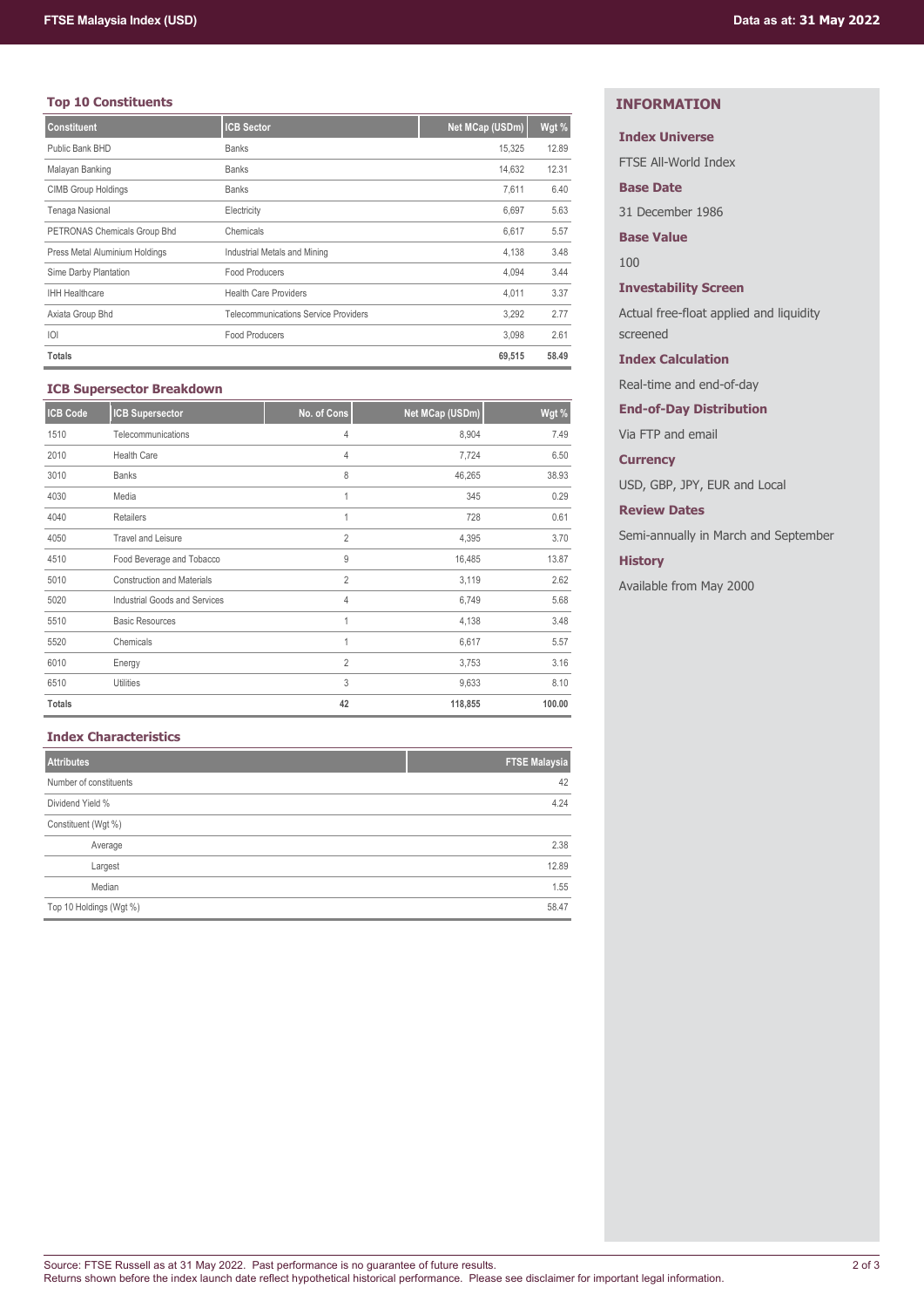## Top 10 Constituents

| Constituent | ICB Sector | Net MCap (USDm) | Wgt % |
|---|---|---|---|
| Public Bank BHD | Banks | 15,325 | 12.89 |
| Malayan Banking | Banks | 14,632 | 12.31 |
| CIMB Group Holdings | Banks | 7,611 | 6.40 |
| Tenaga Nasional | Electricity | 6,697 | 5.63 |
| PETRONAS Chemicals Group Bhd | Chemicals | 6,617 | 5.57 |
| Press Metal Aluminium Holdings | Industrial Metals and Mining | 4,138 | 3.48 |
| Sime Darby Plantation | Food Producers | 4,094 | 3.44 |
| IHH Healthcare | Health Care Providers | 4,011 | 3.37 |
| Axiata Group Bhd | Telecommunications Service Providers | 3,292 | 2.77 |
| IOI | Food Producers | 3,098 | 2.61 |
| **Totals** | | **69,515** | **58.49** |

## ICB Supersector Breakdown

| ICB Code | ICB Supersector | No. of Cons | Net MCap (USDm) | Wgt % |
|---|---|---|---|---|
| 1510 | Telecommunications | 4 | 8,904 | 7.49 |
| 2010 | Health Care | 4 | 7,724 | 6.50 |
| 3010 | Banks | 8 | 46,265 | 38.93 |
| 4030 | Media | 1 | 345 | 0.29 |
| 4040 | Retailers | 1 | 728 | 0.61 |
| 4050 | Travel and Leisure | 2 | 4,395 | 3.70 |
| 4510 | Food Beverage and Tobacco | 9 | 16,485 | 13.87 |
| 5010 | Construction and Materials | 2 | 3,119 | 2.62 |
| 5020 | Industrial Goods and Services | 4 | 6,749 | 5.68 |
| 5510 | Basic Resources | 1 | 4,138 | 3.48 |
| 5520 | Chemicals | 1 | 6,617 | 5.57 |
| 6010 | Energy | 2 | 3,753 | 3.16 |
| 6510 | Utilities | 3 | 9,633 | 8.10 |
| **Totals** | | **42** | **118,855** | **100.00** |

## Index Characteristics

| Attributes | FTSE Malaysia |
|---|---|
| Number of constituents | 42 |
| Dividend Yield % | 4.24 |
| Constituent (Wgt %) | |
| Average | 2.38 |
| Largest | 12.89 |
| Median | 1.55 |
| Top 10 Holdings (Wgt %) | 58.47 |

## INFORMATION

**Index Universe**

FTSE All-World Index

**Base Date**

31 December 1986

**Base Value**

100

**Investability Screen**

Actual free-float applied and liquidity screened

**Index Calculation**

Real-time and end-of-day

**End-of-Day Distribution**

Via FTP and email

**Currency**

USD, GBP, JPY, EUR and Local

**Review Dates**

Semi-annually in March and September

**History**

Available from May 2000

Source: FTSE Russell as at 31 May 2022. Past performance is no guarantee of future results.
Returns shown before the index launch date reflect hypothetical historical performance. Please see disclaimer for important legal information.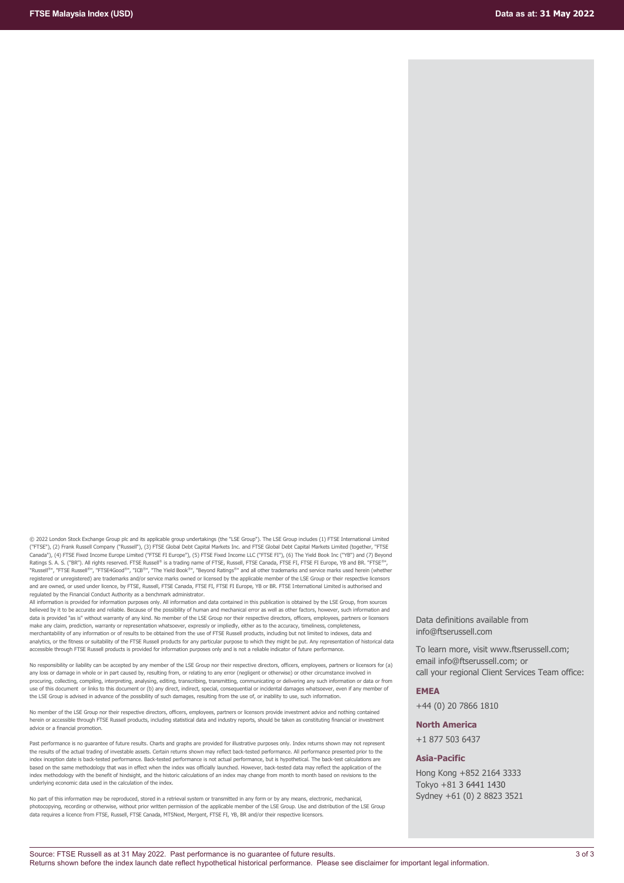© 2022 London Stock Exchange Group plc and its applicable group undertakings (the "LSE Group"). The LSE Group includes (1) FTSE International Limited ("FTSE"), (2) Frank Russell Company ("Russell"), (3) FTSE Global Debt Capital Markets Inc. and FTSE Global Debt Capital Markets Limited (together, "FTSE Canada"), (4) FTSE Fixed Income Europe Limited ("FTSE FI Europe"), (5) FTSE Fixed Income LLC ("FTSE FI"), (6) The Yield Book Inc ("YB") and (7) Beyond Ratings S. A. S. ("BR"). All rights reserved. FTSE Russell® is a trading name of FTSE, Russell, FTSE Canada, FTSE FI, FTSE FI Europe, YB and BR. "FTSE®", "Russell®", "FTSE Russell®", "FTSE4Good®", "ICB®", "The Yield Book®", "Beyond Ratings®" and all other trademarks and service marks used herein (whether registered or unregistered) are trademarks and/or service marks owned or licensed by the applicable member of the LSE Group or their respective licensors and are owned, or used under licence, by FTSE, Russell, FTSE Canada, FTSE FI, FTSE FI Europe, YB or BR. FTSE International Limited is authorised and regulated by the Financial Conduct Authority as a benchmark administrator.

All information is provided for information purposes only. All information and data contained in this publication is obtained by the LSE Group, from sources believed by it to be accurate and reliable. Because of the possibility of human and mechanical error as well as other factors, however, such information and data is provided "as is" without warranty of any kind. No member of the LSE Group nor their respective directors, officers, employees, partners or licensors make any claim, prediction, warranty or representation whatsoever, expressly or impliedly, either as to the accuracy, timeliness, completeness, merchantability of any information or of results to be obtained from the use of FTSE Russell products, including but not limited to indexes, data and analytics, or the fitness or suitability of the FTSE Russell products for any particular purpose to which they might be put. Any representation of historical data accessible through FTSE Russell products is provided for information purposes only and is not a reliable indicator of future performance.

No responsibility or liability can be accepted by any member of the LSE Group nor their respective directors, officers, employees, partners or licensors for (a) any loss or damage in whole or in part caused by, resulting from, or relating to any error (negligent or otherwise) or other circumstance involved in procuring, collecting, compiling, interpreting, analysing, editing, transcribing, transmitting, communicating or delivering any such information or data or from use of this document or links to this document or (b) any direct, indirect, special, consequential or incidental damages whatsoever, even if any member of the LSE Group is advised in advance of the possibility of such damages, resulting from the use of, or inability to use, such information.

No member of the LSE Group nor their respective directors, officers, employees, partners or licensors provide investment advice and nothing contained herein or accessible through FTSE Russell products, including statistical data and industry reports, should be taken as constituting financial or investment advice or a financial promotion.

Past performance is no guarantee of future results. Charts and graphs are provided for illustrative purposes only. Index returns shown may not represent the results of the actual trading of investable assets. Certain returns shown may reflect back-tested performance. All performance presented prior to the index inception date is back-tested performance. Back-tested performance is not actual performance, but is hypothetical. The back-test calculations are based on the same methodology that was in effect when the index was officially launched. However, back-tested data may reflect the application of the index methodology with the benefit of hindsight, and the historic calculations of an index may change from month to month based on revisions to the underlying economic data used in the calculation of the index.

No part of this information may be reproduced, stored in a retrieval system or transmitted in any form or by any means, electronic, mechanical, photocopying, recording or otherwise, without prior written permission of the applicable member of the LSE Group. Use and distribution of the LSE Group data requires a licence from FTSE, Russell, FTSE Canada, MTSNext, Mergent, FTSE FI, YB, BR and/or their respective licensors.

Data definitions available from info@ftserussell.com

To learn more, visit www.ftserussell.com; email info@ftserussell.com; or call your regional Client Services Team office:

**EMEA**

+44 (0) 20 7866 1810

**North America**

+1 877 503 6437

**Asia-Pacific**

Hong Kong +852 2164 3333
Tokyo +81 3 6441 1430
Sydney +61 (0) 2 8823 3521

Source: FTSE Russell as at 31 May 2022. Past performance is no guarantee of future results.
Returns shown before the index launch date reflect hypothetical historical performance. Please see disclaimer for important legal information.